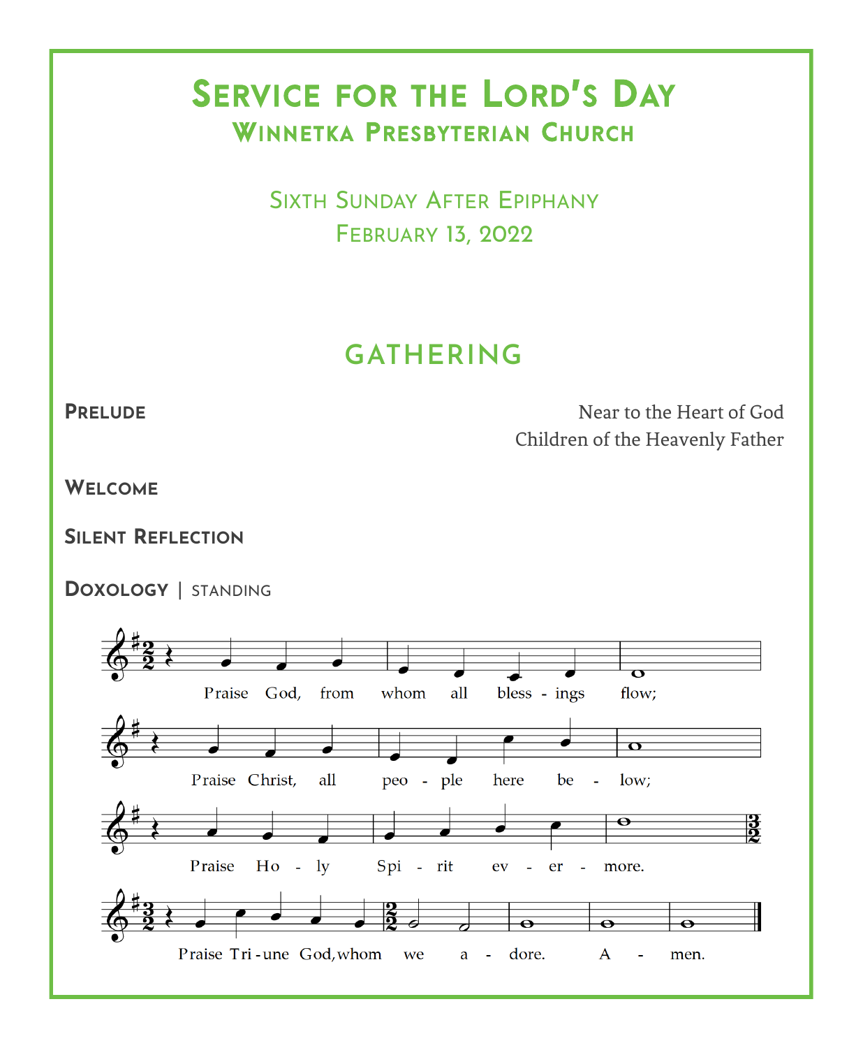# Service for the Lord's Day

## Winnetka Presbyterian Church

Sixth Sunday After Epiphany

February 13, 2022

## GATHERING

**Prelude** — Near to the Heart of God
Children of the Heavenly Father

**Welcome**

**Silent Reflection**

**Doxology** | standing

Praise God, from whom all bless - ings flow;
Praise Christ, all peo - ple here be - low;
Praise Ho - ly Spi - rit ev - er - more.
Praise Tri - une God, whom we a - dore. A - men.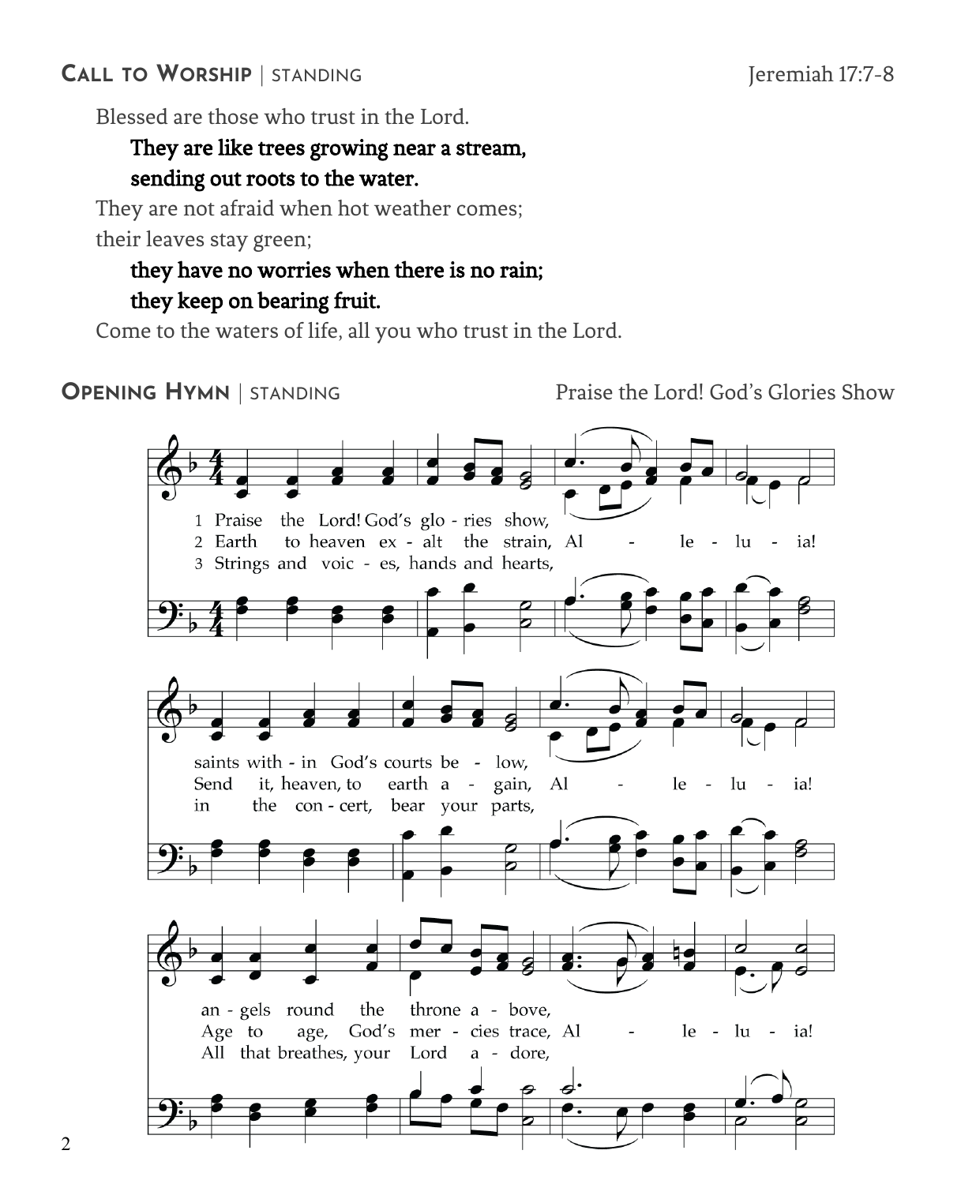## Call to Worship | standing

Jeremiah 17:7-8

Blessed are those who trust in the Lord.

**They are like trees growing near a stream,**
**sending out roots to the water.**

They are not afraid when hot weather comes;
their leaves stay green;

**they have no worries when there is no rain;**
**they keep on bearing fruit.**

Come to the waters of life, all you who trust in the Lord.

## Opening Hymn | standing

Praise the Lord! God's Glories Show

1 Praise the Lord! God's glo - ries show, Al - le - lu - ia!
saints with - in God's courts be - low, Al - le - lu - ia!
an - gels round the throne a - bove, Al - le - lu - ia!

2 Earth to heaven ex - alt the strain, Al - le - lu - ia!
Send it, heaven, to earth a - gain, Al - le - lu - ia!
Age to age, God's mer - cies trace, Al - le - lu - ia!

3 Strings and voic - es, hands and hearts, Al - le - lu - ia!
in the con - cert, bear your parts, Al - le - lu - ia!
All that breathes, your Lord a - dore, Al - le - lu - ia!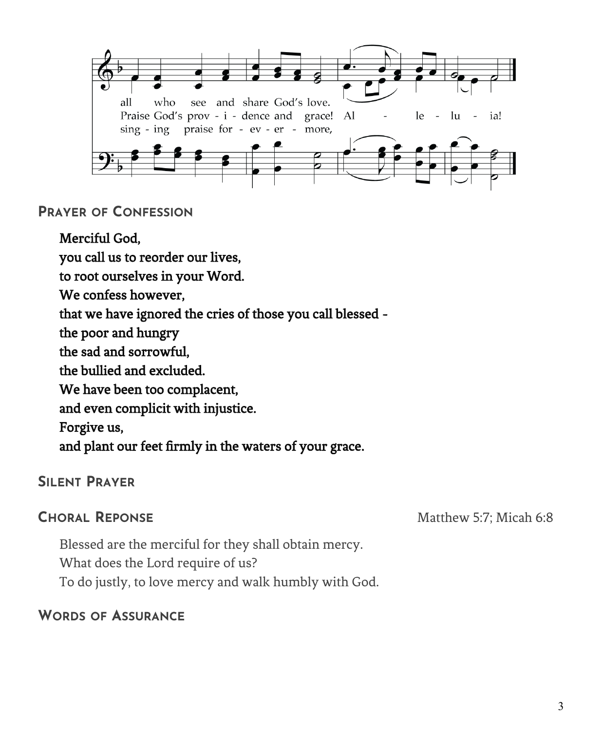all who see and share God's love.
Praise God's prov - i - dence and grace! Al - le - lu - ia!
sing - ing praise for - ev - er - more,

## Prayer of Confession

**Merciful God,**
**you call us to reorder our lives,**
**to root ourselves in your Word.**
**We confess however,**
**that we have ignored the cries of those you call blessed -**
**the poor and hungry**
**the sad and sorrowful,**
**the bullied and excluded.**
**We have been too complacent,**
**and even complicit with injustice.**
**Forgive us,**
**and plant our feet firmly in the waters of your grace.**

## Silent Prayer

## Choral Reponse

Matthew 5:7; Micah 6:8

Blessed are the merciful for they shall obtain mercy.
What does the Lord require of us?
To do justly, to love mercy and walk humbly with God.

## Words of Assurance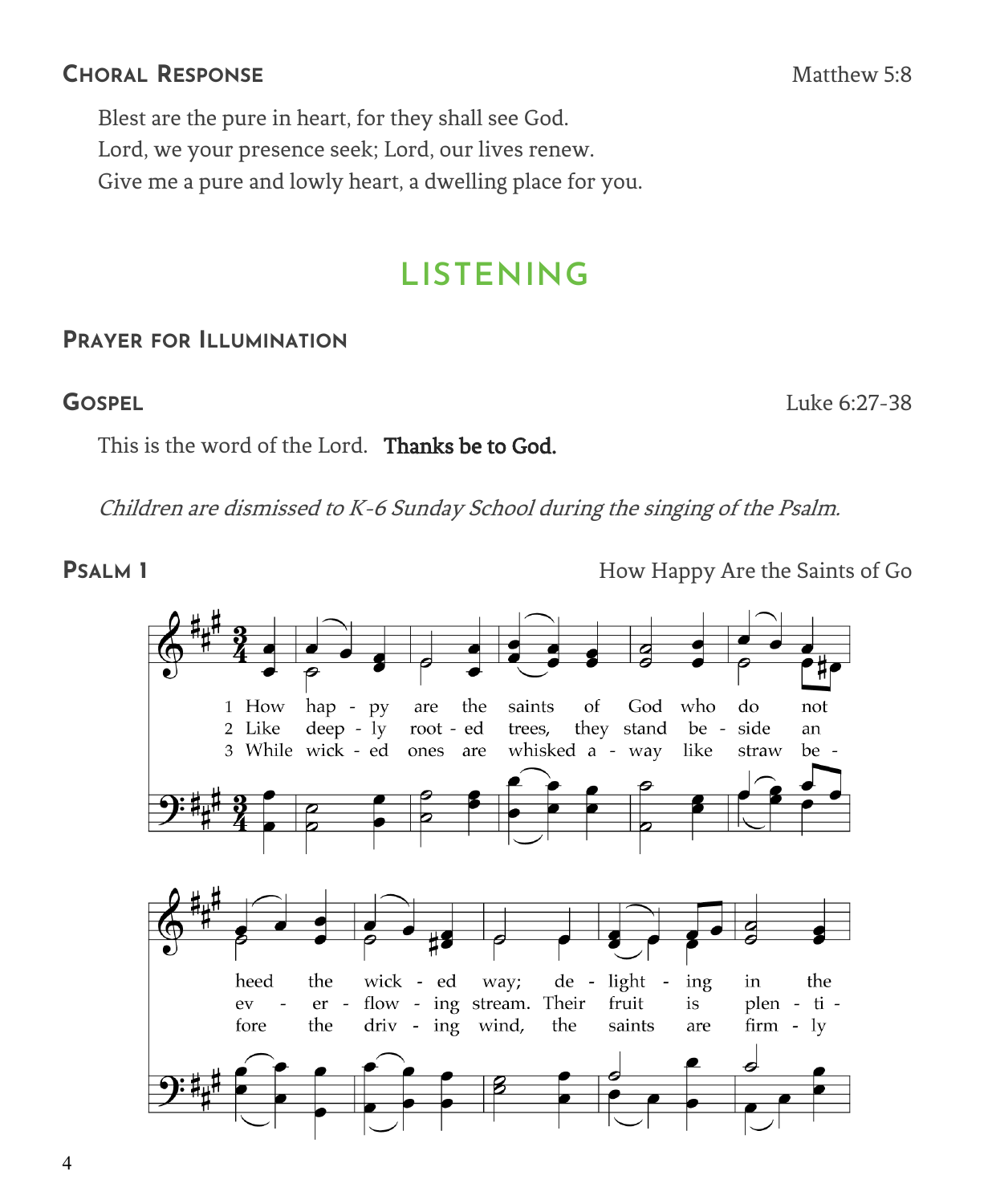## Choral Response

Matthew 5:8

Blest are the pure in heart, for they shall see God.
Lord, we your presence seek; Lord, our lives renew.
Give me a pure and lowly heart, a dwelling place for you.

# LISTENING

## Prayer for Illumination

## Gospel

Luke 6:27-38

This is the word of the Lord. **Thanks be to God.**

*Children are dismissed to K-6 Sunday School during the singing of the Psalm.*

## Psalm 1

How Happy Are the Saints of Go

1 How happy are the saints of God who do not heed the wicked way; delighting in the
2 Like deeply rooted trees, they stand beside an everflowing stream. Their fruit is plenti-
3 While wicked ones are whisked away like straw before the driving wind, the saints are firmly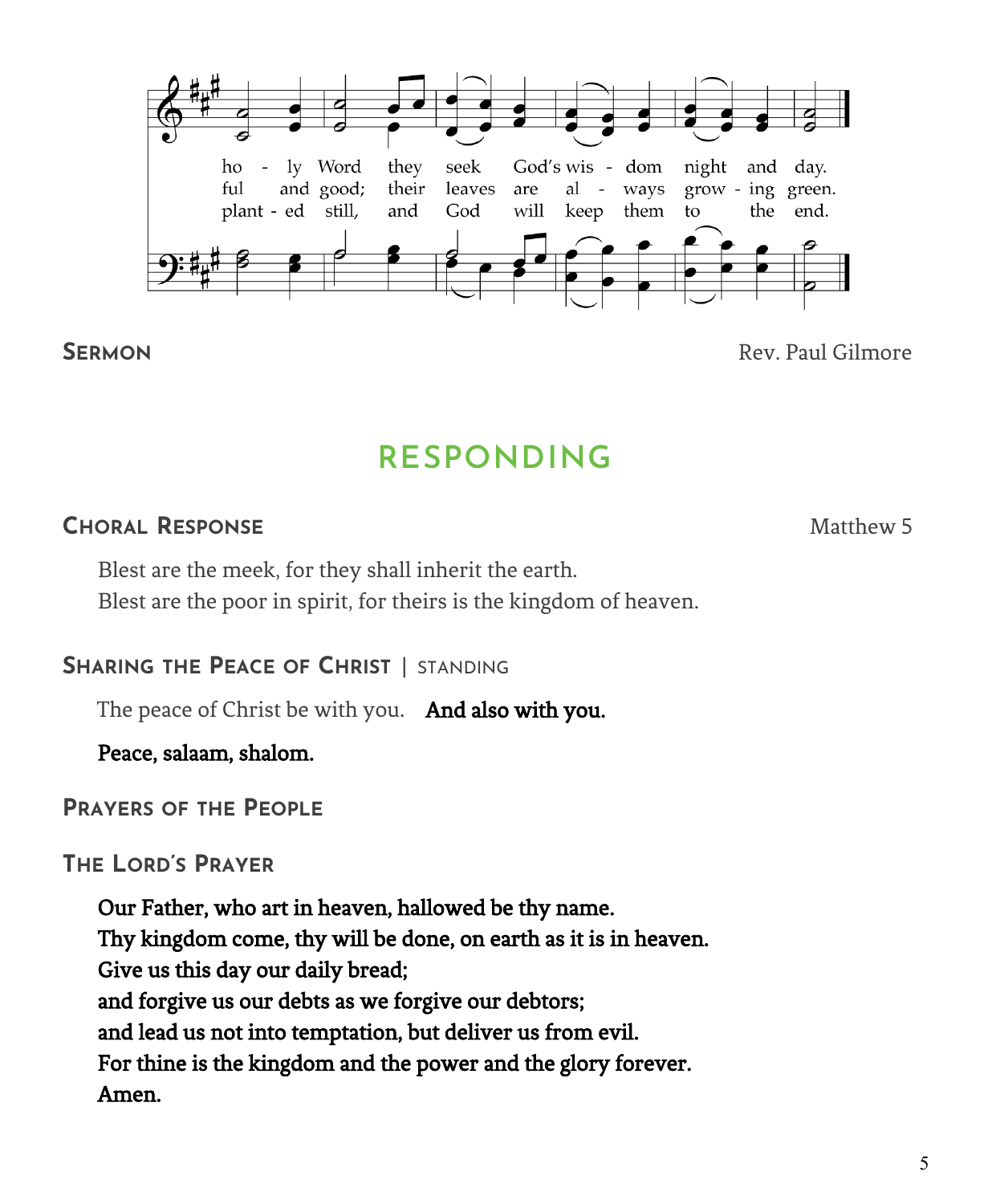ho - ly Word they seek God's wis - dom night and day.
ful and good; their leaves are al - ways grow - ing green.
plant - ed still, and God will keep them to the end.

**Sermon** Rev. Paul Gilmore

## RESPONDING

**Choral Response** Matthew 5

Blest are the meek, for they shall inherit the earth.
Blest are the poor in spirit, for theirs is the kingdom of heaven.

**Sharing the Peace of Christ** | standing

The peace of Christ be with you. **And also with you.**

**Peace, salaam, shalom.**

**Prayers of the People**

**The Lord's Prayer**

**Our Father, who art in heaven, hallowed be thy name.**
**Thy kingdom come, thy will be done, on earth as it is in heaven.**
**Give us this day our daily bread;**
**and forgive us our debts as we forgive our debtors;**
**and lead us not into temptation, but deliver us from evil.**
**For thine is the kingdom and the power and the glory forever.**
**Amen.**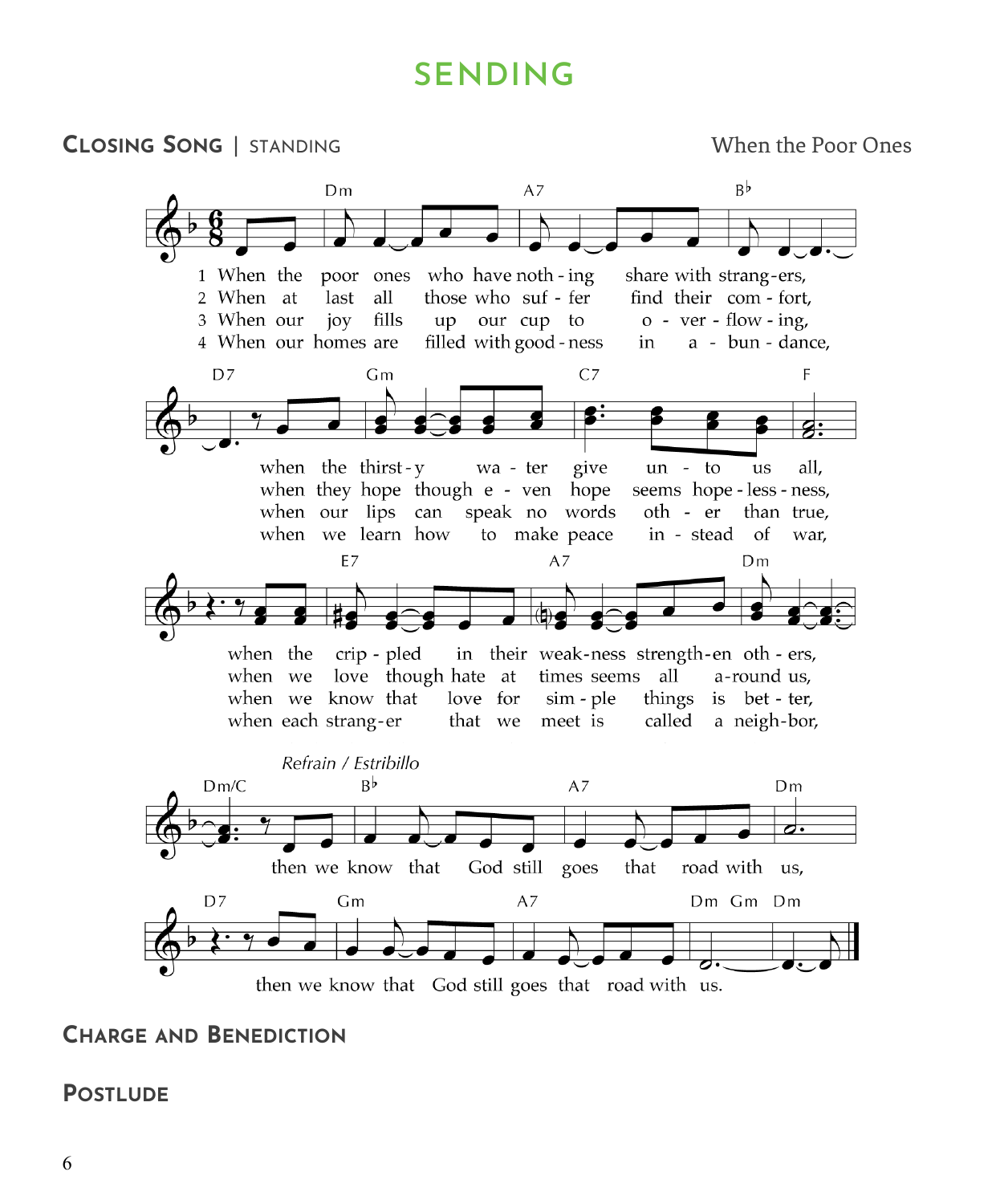# SENDING

## Closing Song | standing

When the Poor Ones

1 When the poor ones who have noth - ing share with strang - ers,
when the thirst - y wa - ter give un - to us all,
when the crip - pled in their weak - ness strength - en oth - ers,

2 When at last all those who suf - fer find their com - fort,
when they hope though e - ven hope seems hope - less - ness,
when we love though hate at times seems all a - round us,

3 When our joy fills up our cup to o - ver - flow - ing,
when our lips can speak no words oth - er than true,
when we know that love for sim - ple things is bet - ter,

4 When our homes are filled with good - ness in a - bun - dance,
when we learn how to make peace in - stead of war,
when each strang - er that we meet is called a neigh - bor,

*Refrain / Estribillo*

then we know that God still goes that road with us,
then we know that God still goes that road with us.

## Charge and Benediction

## Postlude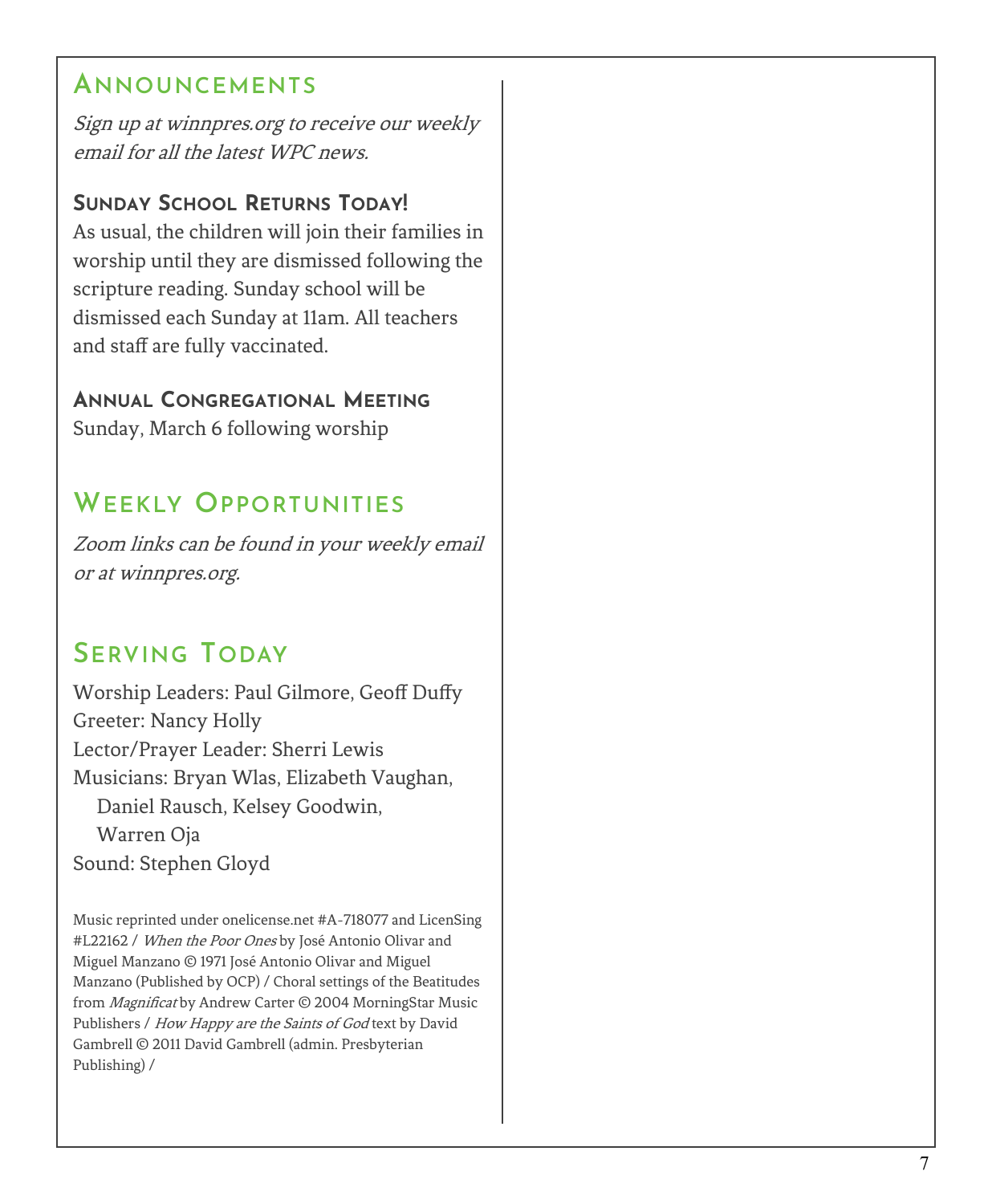## Announcements

*Sign up at winnpres.org to receive our weekly email for all the latest WPC news.*

### Sunday School Returns Today!

As usual, the children will join their families in worship until they are dismissed following the scripture reading. Sunday school will be dismissed each Sunday at 11am. All teachers and staff are fully vaccinated.

### Annual Congregational Meeting

Sunday, March 6 following worship

## Weekly Opportunities

*Zoom links can be found in your weekly email or at winnpres.org.*

## Serving Today

Worship Leaders: Paul Gilmore, Geoff Duffy
Greeter: Nancy Holly
Lector/Prayer Leader: Sherri Lewis
Musicians: Bryan Wlas, Elizabeth Vaughan, Daniel Rausch, Kelsey Goodwin, Warren Oja
Sound: Stephen Gloyd

Music reprinted under onelicense.net #A-718077 and LicenSing #L22162 / *When the Poor Ones* by José Antonio Olivar and Miguel Manzano © 1971 José Antonio Olivar and Miguel Manzano (Published by OCP) / Choral settings of the Beatitudes from *Magnificat* by Andrew Carter © 2004 MorningStar Music Publishers / *How Happy are the Saints of God* text by David Gambrell © 2011 David Gambrell (admin. Presbyterian Publishing) /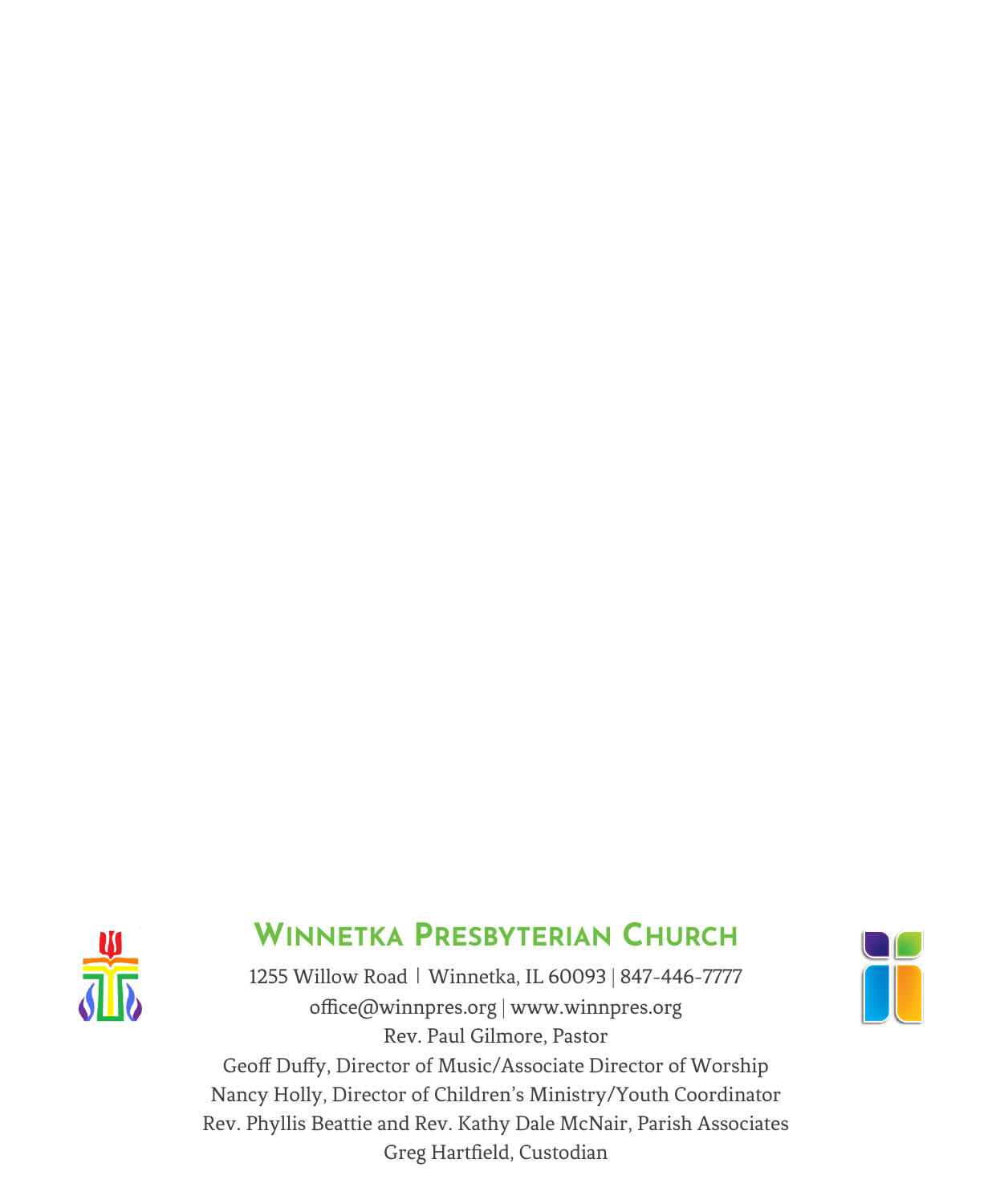## Winnetka Presbyterian Church

1255 Willow Road | Winnetka, IL 60093 | 847-446-7777
office@winnpres.org | www.winnpres.org
Rev. Paul Gilmore, Pastor
Geoff Duffy, Director of Music/Associate Director of Worship
Nancy Holly, Director of Children's Ministry/Youth Coordinator
Rev. Phyllis Beattie and Rev. Kathy Dale McNair, Parish Associates
Greg Hartfield, Custodian